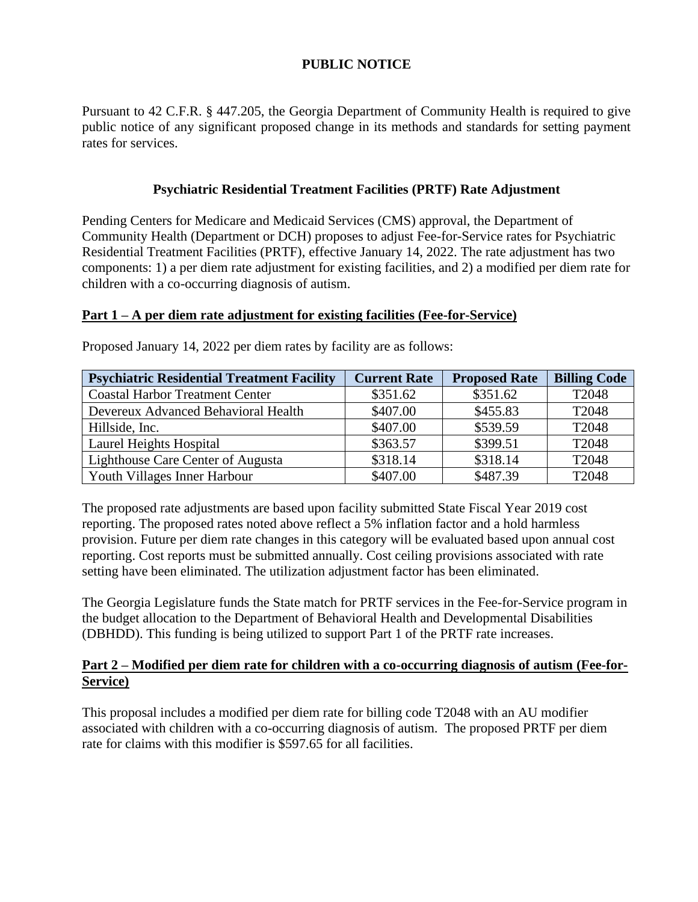# PUBLIC NOTICE

Pursuant to 42 C.F.R. § 447.205, the Georgia Department of Community Health is required to give public notice of any significant proposed change in its methods and standards for setting payment rates for services.

## Psychiatric Residential Treatment Facilities (PRTF) Rate Adjustment

Pending Centers for Medicare and Medicaid Services (CMS) approval, the Department of Community Health (Department or DCH) proposes to adjust Fee-for-Service rates for Psychiatric Residential Treatment Facilities (PRTF), effective January 14, 2022. The rate adjustment has two components: 1) a per diem rate adjustment for existing facilities, and 2) a modified per diem rate for children with a co-occurring diagnosis of autism.

### Part 1 – A per diem rate adjustment for existing facilities (Fee-for-Service)

Proposed January 14, 2022 per diem rates by facility are as follows:

| Psychiatric Residential Treatment Facility | Current Rate | Proposed Rate | Billing Code |
|---|---|---|---|
| Coastal Harbor Treatment Center | $351.62 | $351.62 | T2048 |
| Devereux Advanced Behavioral Health | $407.00 | $455.83 | T2048 |
| Hillside, Inc. | $407.00 | $539.59 | T2048 |
| Laurel Heights Hospital | $363.57 | $399.51 | T2048 |
| Lighthouse Care Center of Augusta | $318.14 | $318.14 | T2048 |
| Youth Villages Inner Harbour | $407.00 | $487.39 | T2048 |

The proposed rate adjustments are based upon facility submitted State Fiscal Year 2019 cost reporting. The proposed rates noted above reflect a 5% inflation factor and a hold harmless provision. Future per diem rate changes in this category will be evaluated based upon annual cost reporting. Cost reports must be submitted annually. Cost ceiling provisions associated with rate setting have been eliminated. The utilization adjustment factor has been eliminated.

The Georgia Legislature funds the State match for PRTF services in the Fee-for-Service program in the budget allocation to the Department of Behavioral Health and Developmental Disabilities (DBHDD). This funding is being utilized to support Part 1 of the PRTF rate increases.

### Part 2 – Modified per diem rate for children with a co-occurring diagnosis of autism (Fee-for-Service)

This proposal includes a modified per diem rate for billing code T2048 with an AU modifier associated with children with a co-occurring diagnosis of autism. The proposed PRTF per diem rate for claims with this modifier is $597.65 for all facilities.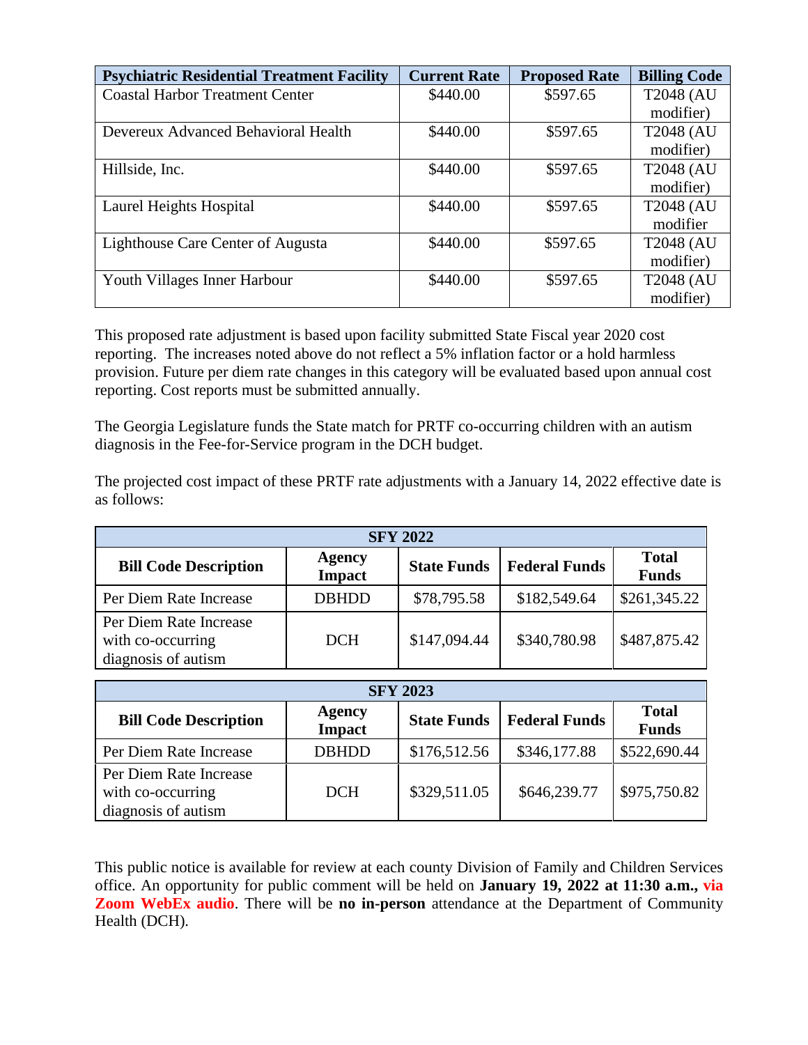| Psychiatric Residential Treatment Facility | Current Rate | Proposed Rate | Billing Code |
| --- | --- | --- | --- |
| Coastal Harbor Treatment Center | $440.00 | $597.65 | T2048 (AU modifier) |
| Devereux Advanced Behavioral Health | $440.00 | $597.65 | T2048 (AU modifier) |
| Hillside, Inc. | $440.00 | $597.65 | T2048 (AU modifier) |
| Laurel Heights Hospital | $440.00 | $597.65 | T2048 (AU modifier |
| Lighthouse Care Center of Augusta | $440.00 | $597.65 | T2048 (AU modifier) |
| Youth Villages Inner Harbour | $440.00 | $597.65 | T2048 (AU modifier) |

This proposed rate adjustment is based upon facility submitted State Fiscal year 2020 cost reporting. The increases noted above do not reflect a 5% inflation factor or a hold harmless provision. Future per diem rate changes in this category will be evaluated based upon annual cost reporting. Cost reports must be submitted annually.

The Georgia Legislature funds the State match for PRTF co-occurring children with an autism diagnosis in the Fee-for-Service program in the DCH budget.

The projected cost impact of these PRTF rate adjustments with a January 14, 2022 effective date is as follows:

| SFY 2022 | | | | |
| --- | --- | --- | --- | --- |
| **Bill Code Description** | **Agency Impact** | **State Funds** | **Federal Funds** | **Total Funds** |
| Per Diem Rate Increase | DBHDD | $78,795.58 | $182,549.64 | $261,345.22 |
| Per Diem Rate Increase with co-occurring diagnosis of autism | DCH | $147,094.44 | $340,780.98 | $487,875.42 |

| SFY 2023 | | | | |
| --- | --- | --- | --- | --- |
| **Bill Code Description** | **Agency Impact** | **State Funds** | **Federal Funds** | **Total Funds** |
| Per Diem Rate Increase | DBHDD | $176,512.56 | $346,177.88 | $522,690.44 |
| Per Diem Rate Increase with co-occurring diagnosis of autism | DCH | $329,511.05 | $646,239.77 | $975,750.82 |

This public notice is available for review at each county Division of Family and Children Services office. An opportunity for public comment will be held on **January 19, 2022 at 11:30 a.m., via Zoom WebEx audio**. There will be **no in-person** attendance at the Department of Community Health (DCH).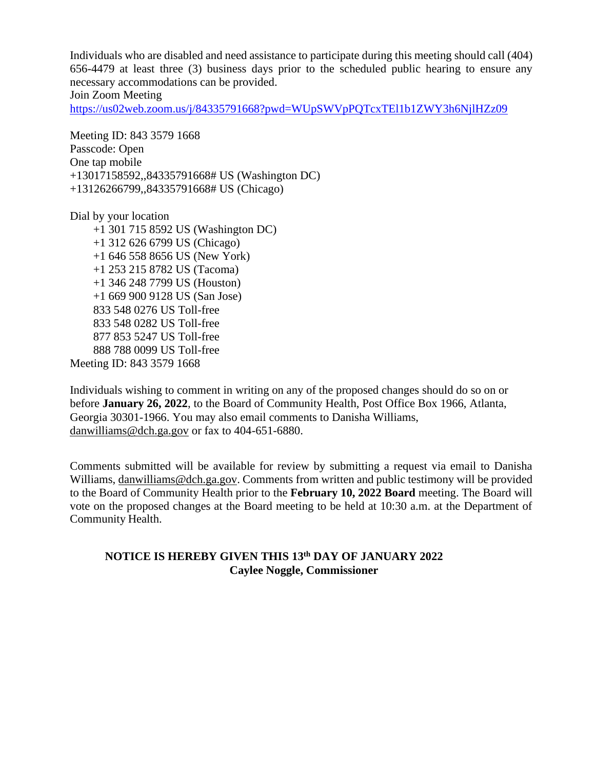Individuals who are disabled and need assistance to participate during this meeting should call (404) 656-4479 at least three (3) business days prior to the scheduled public hearing to ensure any necessary accommodations can be provided.

Join Zoom Meeting
https://us02web.zoom.us/j/84335791668?pwd=WUpSWVpPQTcxTEl1b1ZWY3h6NjlHZz09

Meeting ID: 843 3579 1668
Passcode: Open
One tap mobile
+13017158592,,84335791668# US (Washington DC)
+13126266799,,84335791668# US (Chicago)

Dial by your location
- +1 301 715 8592 US (Washington DC)
- +1 312 626 6799 US (Chicago)
- +1 646 558 8656 US (New York)
- +1 253 215 8782 US (Tacoma)
- +1 346 248 7799 US (Houston)
- +1 669 900 9128 US (San Jose)
- 833 548 0276 US Toll-free
- 833 548 0282 US Toll-free
- 877 853 5247 US Toll-free
- 888 788 0099 US Toll-free

Meeting ID: 843 3579 1668

Individuals wishing to comment in writing on any of the proposed changes should do so on or before **January 26, 2022**, to the Board of Community Health, Post Office Box 1966, Atlanta, Georgia 30301-1966. You may also email comments to Danisha Williams, danwilliams@dch.ga.gov or fax to 404-651-6880.

Comments submitted will be available for review by submitting a request via email to Danisha Williams, danwilliams@dch.ga.gov. Comments from written and public testimony will be provided to the Board of Community Health prior to the **February 10, 2022 Board** meeting. The Board will vote on the proposed changes at the Board meeting to be held at 10:30 a.m. at the Department of Community Health.

**NOTICE IS HEREBY GIVEN THIS 13th DAY OF JANUARY 2022**
**Caylee Noggle, Commissioner**